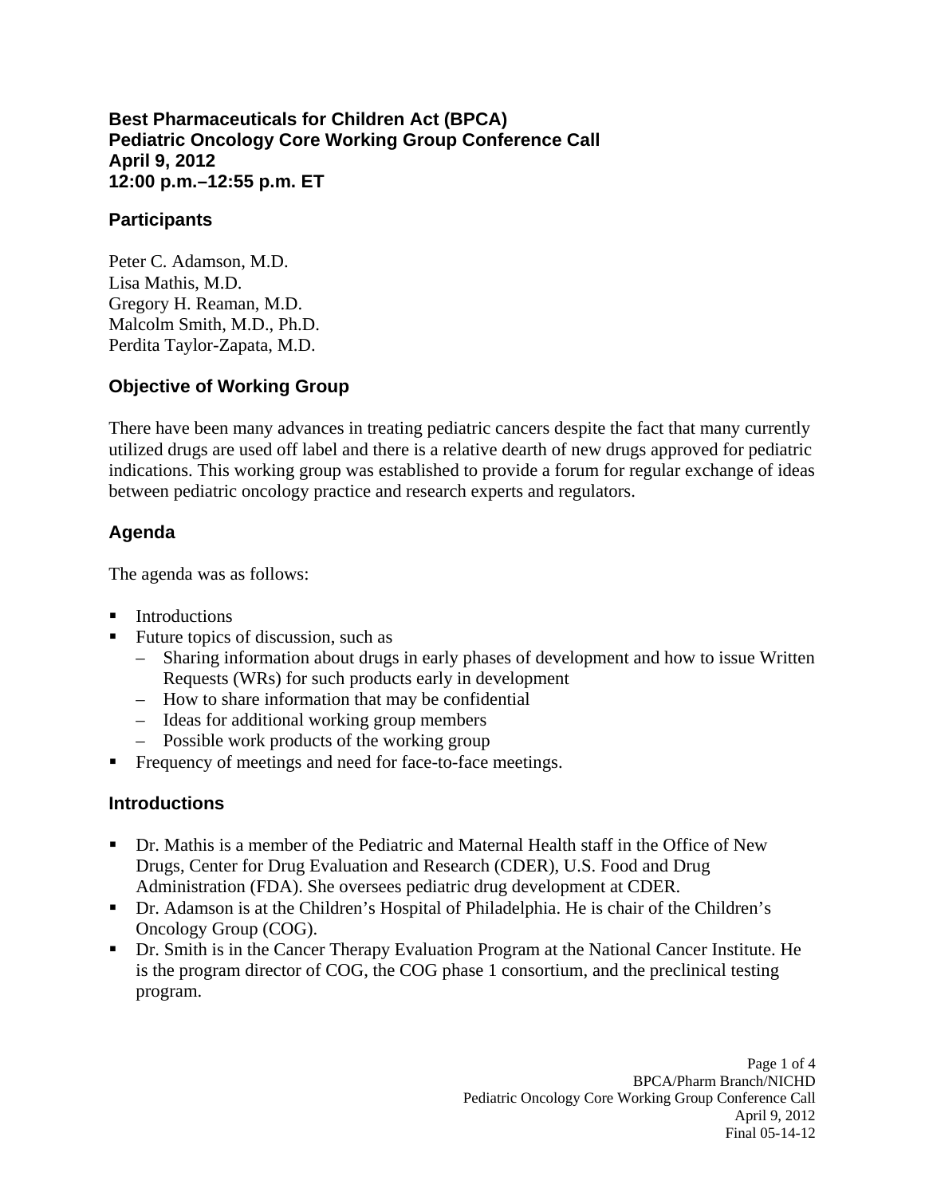# Best Pharmaceuticals for Children Act (BPCA)
# Pediatric Oncology Core Working Group Conference Call
# April 9, 2012
# 12:00 p.m.–12:55 p.m. ET

## Participants

Peter C. Adamson, M.D.
Lisa Mathis, M.D.
Gregory H. Reaman, M.D.
Malcolm Smith, M.D., Ph.D.
Perdita Taylor-Zapata, M.D.

## Objective of Working Group

There have been many advances in treating pediatric cancers despite the fact that many currently utilized drugs are used off label and there is a relative dearth of new drugs approved for pediatric indications. This working group was established to provide a forum for regular exchange of ideas between pediatric oncology practice and research experts and regulators.

## Agenda

The agenda was as follows:

- Introductions
- Future topics of discussion, such as
  - Sharing information about drugs in early phases of development and how to issue Written Requests (WRs) for such products early in development
  - How to share information that may be confidential
  - Ideas for additional working group members
  - Possible work products of the working group
- Frequency of meetings and need for face-to-face meetings.

## Introductions

- Dr. Mathis is a member of the Pediatric and Maternal Health staff in the Office of New Drugs, Center for Drug Evaluation and Research (CDER), U.S. Food and Drug Administration (FDA). She oversees pediatric drug development at CDER.
- Dr. Adamson is at the Children's Hospital of Philadelphia. He is chair of the Children's Oncology Group (COG).
- Dr. Smith is in the Cancer Therapy Evaluation Program at the National Cancer Institute. He is the program director of COG, the COG phase 1 consortium, and the preclinical testing program.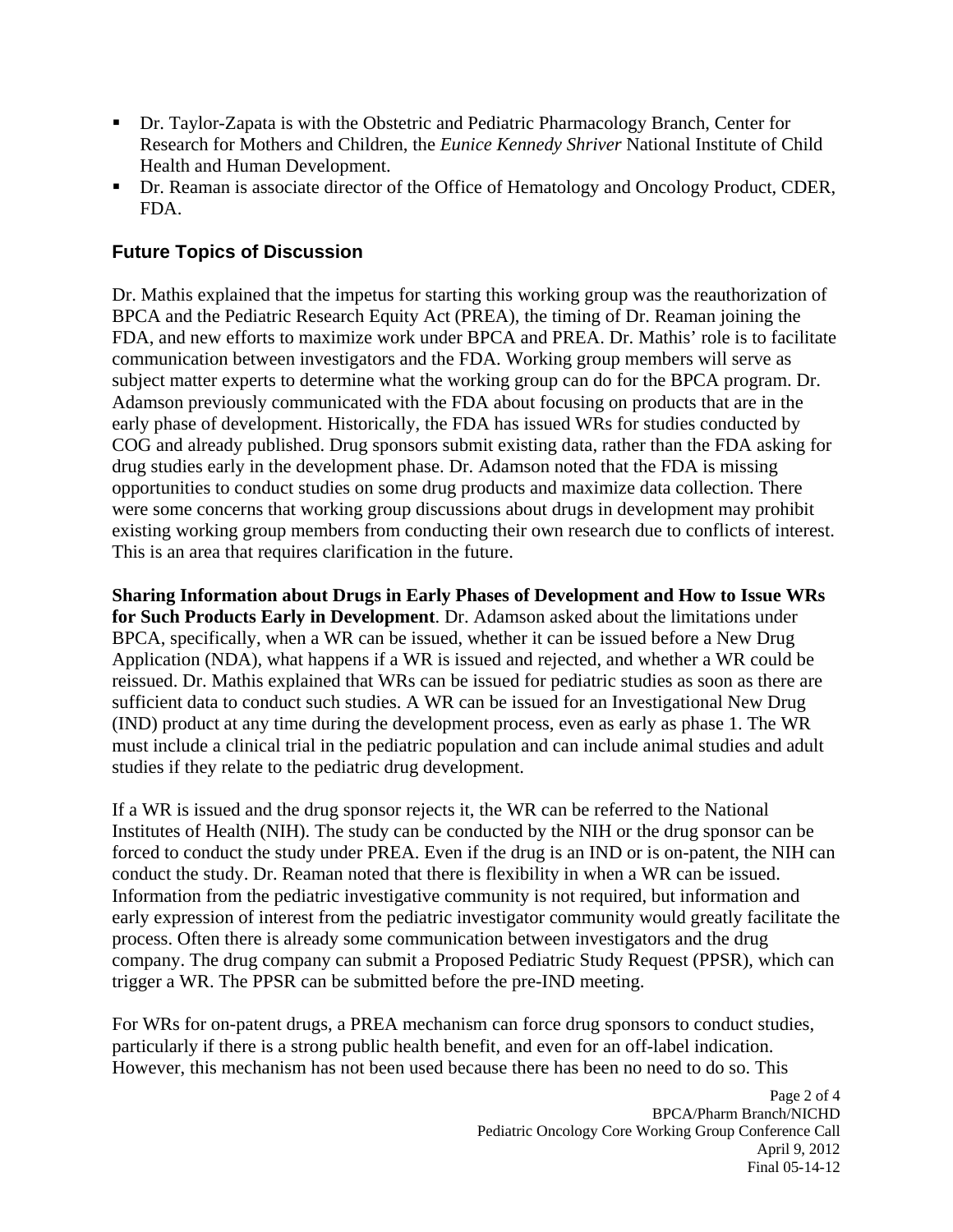- Dr. Taylor-Zapata is with the Obstetric and Pediatric Pharmacology Branch, Center for Research for Mothers and Children, the *Eunice Kennedy Shriver* National Institute of Child Health and Human Development.
- Dr. Reaman is associate director of the Office of Hematology and Oncology Product, CDER, FDA.

## Future Topics of Discussion

Dr. Mathis explained that the impetus for starting this working group was the reauthorization of BPCA and the Pediatric Research Equity Act (PREA), the timing of Dr. Reaman joining the FDA, and new efforts to maximize work under BPCA and PREA. Dr. Mathis' role is to facilitate communication between investigators and the FDA. Working group members will serve as subject matter experts to determine what the working group can do for the BPCA program. Dr. Adamson previously communicated with the FDA about focusing on products that are in the early phase of development. Historically, the FDA has issued WRs for studies conducted by COG and already published. Drug sponsors submit existing data, rather than the FDA asking for drug studies early in the development phase. Dr. Adamson noted that the FDA is missing opportunities to conduct studies on some drug products and maximize data collection. There were some concerns that working group discussions about drugs in development may prohibit existing working group members from conducting their own research due to conflicts of interest. This is an area that requires clarification in the future.

**Sharing Information about Drugs in Early Phases of Development and How to Issue WRs for Such Products Early in Development**. Dr. Adamson asked about the limitations under BPCA, specifically, when a WR can be issued, whether it can be issued before a New Drug Application (NDA), what happens if a WR is issued and rejected, and whether a WR could be reissued. Dr. Mathis explained that WRs can be issued for pediatric studies as soon as there are sufficient data to conduct such studies. A WR can be issued for an Investigational New Drug (IND) product at any time during the development process, even as early as phase 1. The WR must include a clinical trial in the pediatric population and can include animal studies and adult studies if they relate to the pediatric drug development.

If a WR is issued and the drug sponsor rejects it, the WR can be referred to the National Institutes of Health (NIH). The study can be conducted by the NIH or the drug sponsor can be forced to conduct the study under PREA. Even if the drug is an IND or is on-patent, the NIH can conduct the study. Dr. Reaman noted that there is flexibility in when a WR can be issued. Information from the pediatric investigative community is not required, but information and early expression of interest from the pediatric investigator community would greatly facilitate the process. Often there is already some communication between investigators and the drug company. The drug company can submit a Proposed Pediatric Study Request (PPSR), which can trigger a WR. The PPSR can be submitted before the pre-IND meeting.

For WRs for on-patent drugs, a PREA mechanism can force drug sponsors to conduct studies, particularly if there is a strong public health benefit, and even for an off-label indication. However, this mechanism has not been used because there has been no need to do so. This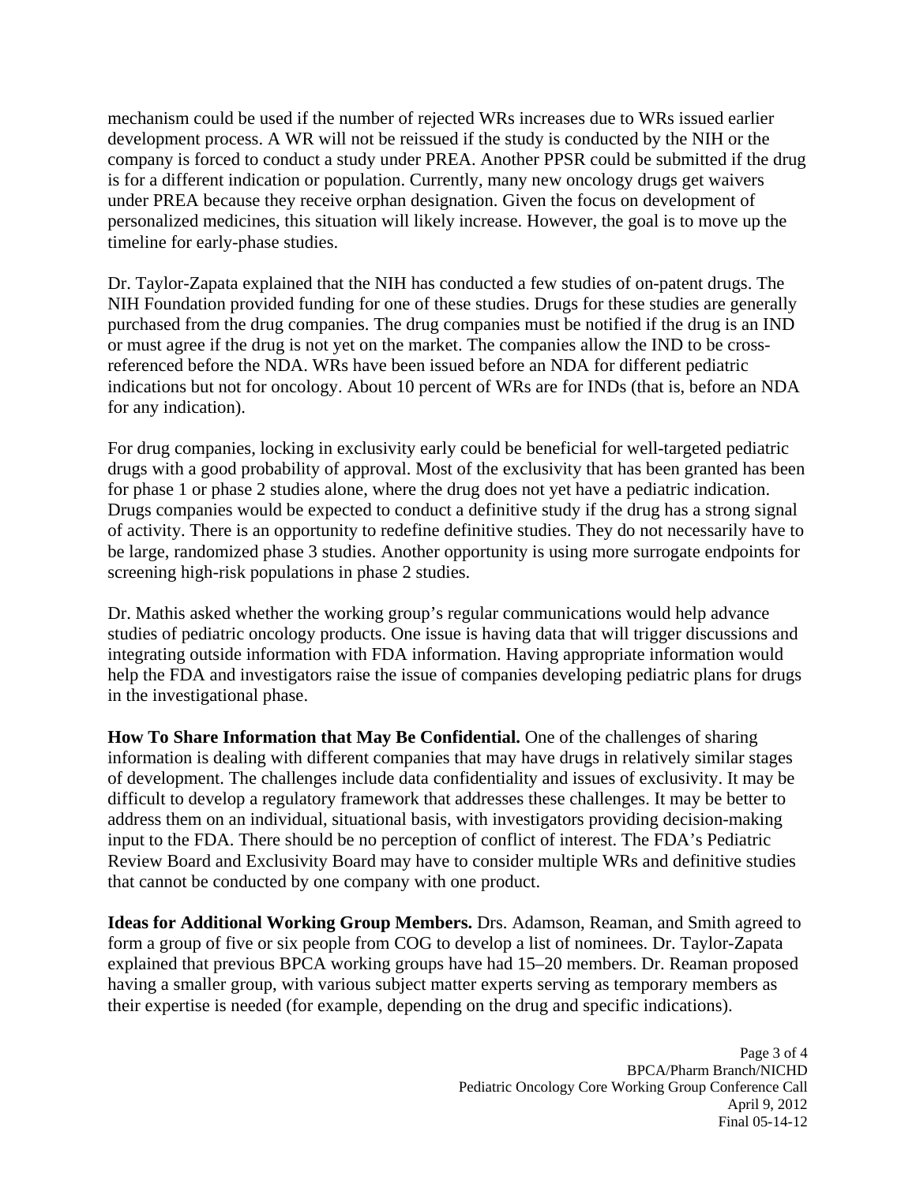mechanism could be used if the number of rejected WRs increases due to WRs issued earlier development process. A WR will not be reissued if the study is conducted by the NIH or the company is forced to conduct a study under PREA. Another PPSR could be submitted if the drug is for a different indication or population. Currently, many new oncology drugs get waivers under PREA because they receive orphan designation. Given the focus on development of personalized medicines, this situation will likely increase. However, the goal is to move up the timeline for early-phase studies.

Dr. Taylor-Zapata explained that the NIH has conducted a few studies of on-patent drugs. The NIH Foundation provided funding for one of these studies. Drugs for these studies are generally purchased from the drug companies. The drug companies must be notified if the drug is an IND or must agree if the drug is not yet on the market. The companies allow the IND to be cross-referenced before the NDA. WRs have been issued before an NDA for different pediatric indications but not for oncology. About 10 percent of WRs are for INDs (that is, before an NDA for any indication).

For drug companies, locking in exclusivity early could be beneficial for well-targeted pediatric drugs with a good probability of approval. Most of the exclusivity that has been granted has been for phase 1 or phase 2 studies alone, where the drug does not yet have a pediatric indication. Drugs companies would be expected to conduct a definitive study if the drug has a strong signal of activity. There is an opportunity to redefine definitive studies. They do not necessarily have to be large, randomized phase 3 studies. Another opportunity is using more surrogate endpoints for screening high-risk populations in phase 2 studies.

Dr. Mathis asked whether the working group's regular communications would help advance studies of pediatric oncology products. One issue is having data that will trigger discussions and integrating outside information with FDA information. Having appropriate information would help the FDA and investigators raise the issue of companies developing pediatric plans for drugs in the investigational phase.

**How To Share Information that May Be Confidential.** One of the challenges of sharing information is dealing with different companies that may have drugs in relatively similar stages of development. The challenges include data confidentiality and issues of exclusivity. It may be difficult to develop a regulatory framework that addresses these challenges. It may be better to address them on an individual, situational basis, with investigators providing decision-making input to the FDA. There should be no perception of conflict of interest. The FDA's Pediatric Review Board and Exclusivity Board may have to consider multiple WRs and definitive studies that cannot be conducted by one company with one product.

**Ideas for Additional Working Group Members.** Drs. Adamson, Reaman, and Smith agreed to form a group of five or six people from COG to develop a list of nominees. Dr. Taylor-Zapata explained that previous BPCA working groups have had 15–20 members. Dr. Reaman proposed having a smaller group, with various subject matter experts serving as temporary members as their expertise is needed (for example, depending on the drug and specific indications).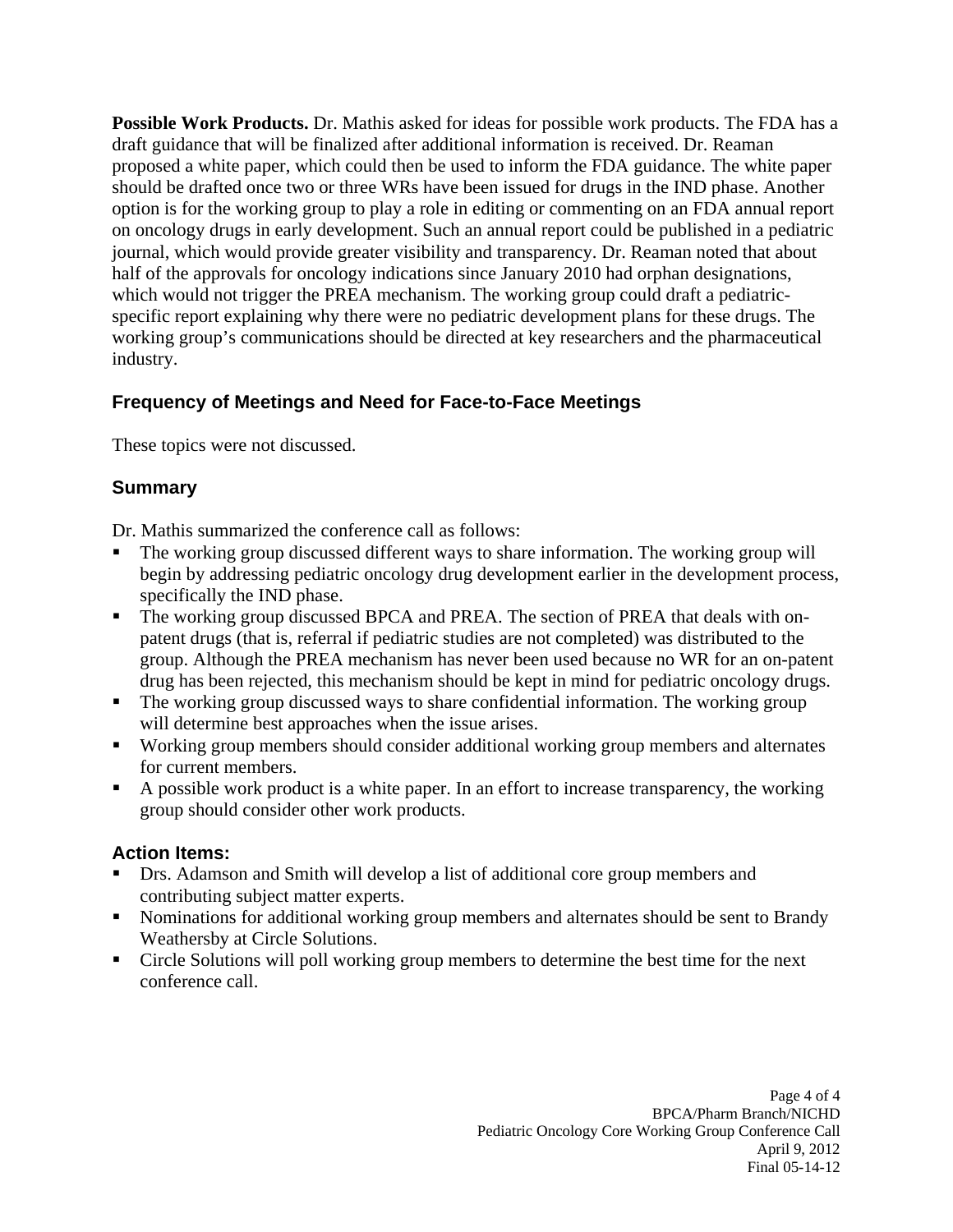**Possible Work Products.** Dr. Mathis asked for ideas for possible work products. The FDA has a draft guidance that will be finalized after additional information is received. Dr. Reaman proposed a white paper, which could then be used to inform the FDA guidance. The white paper should be drafted once two or three WRs have been issued for drugs in the IND phase. Another option is for the working group to play a role in editing or commenting on an FDA annual report on oncology drugs in early development. Such an annual report could be published in a pediatric journal, which would provide greater visibility and transparency. Dr. Reaman noted that about half of the approvals for oncology indications since January 2010 had orphan designations, which would not trigger the PREA mechanism. The working group could draft a pediatric-specific report explaining why there were no pediatric development plans for these drugs. The working group's communications should be directed at key researchers and the pharmaceutical industry.

## Frequency of Meetings and Need for Face-to-Face Meetings

These topics were not discussed.

## Summary

Dr. Mathis summarized the conference call as follows:

- The working group discussed different ways to share information. The working group will begin by addressing pediatric oncology drug development earlier in the development process, specifically the IND phase.
- The working group discussed BPCA and PREA. The section of PREA that deals with on-patent drugs (that is, referral if pediatric studies are not completed) was distributed to the group. Although the PREA mechanism has never been used because no WR for an on-patent drug has been rejected, this mechanism should be kept in mind for pediatric oncology drugs.
- The working group discussed ways to share confidential information. The working group will determine best approaches when the issue arises.
- Working group members should consider additional working group members and alternates for current members.
- A possible work product is a white paper. In an effort to increase transparency, the working group should consider other work products.

## Action Items:

- Drs. Adamson and Smith will develop a list of additional core group members and contributing subject matter experts.
- Nominations for additional working group members and alternates should be sent to Brandy Weathersby at Circle Solutions.
- Circle Solutions will poll working group members to determine the best time for the next conference call.